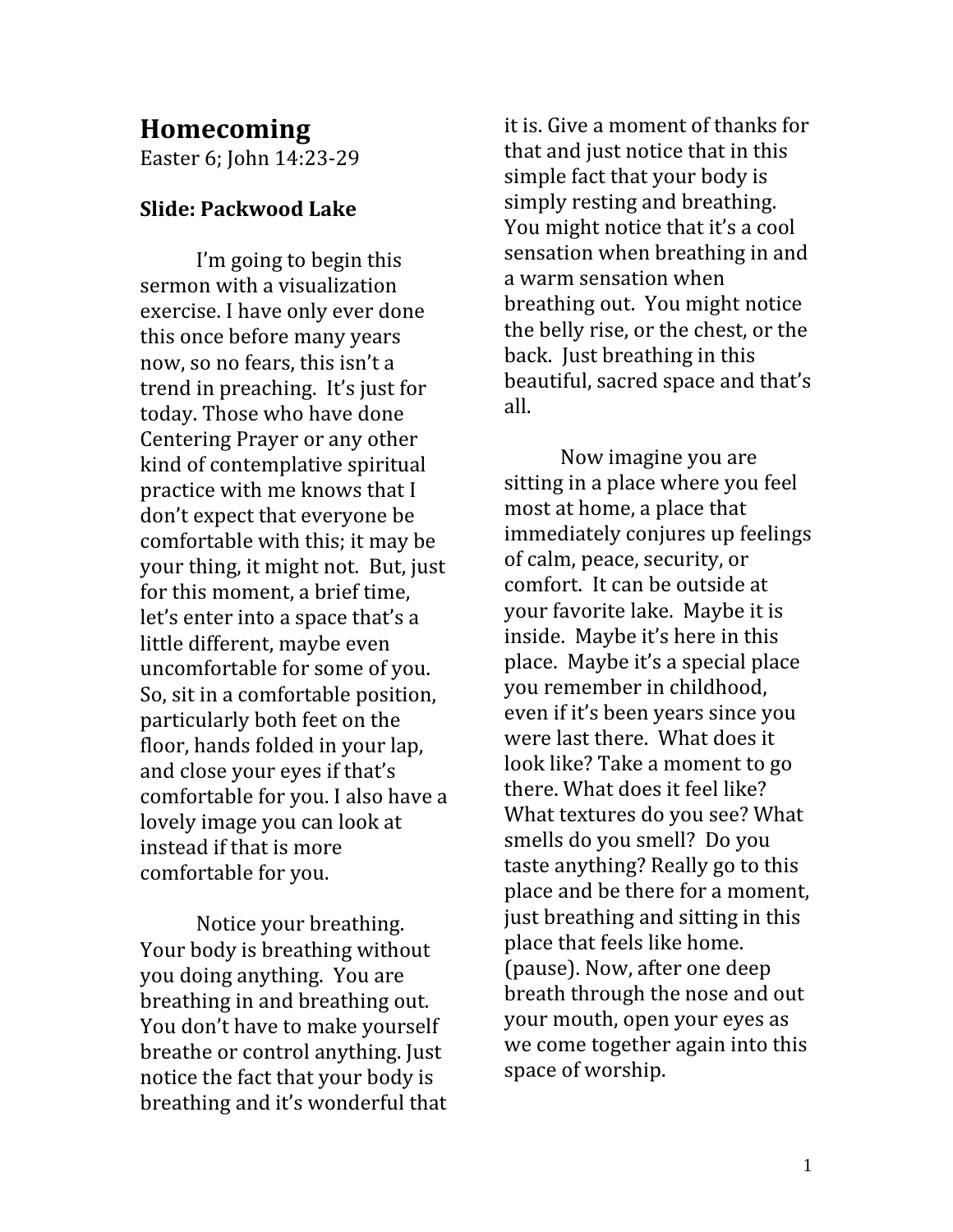# Homecoming

Easter 6; John 14:23-29

**Slide: Packwood Lake**

I'm going to begin this sermon with a visualization exercise. I have only ever done this once before many years now, so no fears, this isn't a trend in preaching. It's just for today. Those who have done Centering Prayer or any other kind of contemplative spiritual practice with me knows that I don't expect that everyone be comfortable with this; it may be your thing, it might not. But, just for this moment, a brief time, let's enter into a space that's a little different, maybe even uncomfortable for some of you. So, sit in a comfortable position, particularly both feet on the floor, hands folded in your lap, and close your eyes if that's comfortable for you. I also have a lovely image you can look at instead if that is more comfortable for you.

Notice your breathing. Your body is breathing without you doing anything. You are breathing in and breathing out. You don't have to make yourself breathe or control anything. Just notice the fact that your body is breathing and it's wonderful that it is. Give a moment of thanks for that and just notice that in this simple fact that your body is simply resting and breathing. You might notice that it's a cool sensation when breathing in and a warm sensation when breathing out. You might notice the belly rise, or the chest, or the back. Just breathing in this beautiful, sacred space and that's all.

Now imagine you are sitting in a place where you feel most at home, a place that immediately conjures up feelings of calm, peace, security, or comfort. It can be outside at your favorite lake. Maybe it is inside. Maybe it's here in this place. Maybe it's a special place you remember in childhood, even if it's been years since you were last there. What does it look like? Take a moment to go there. What does it feel like? What textures do you see? What smells do you smell? Do you taste anything? Really go to this place and be there for a moment, just breathing and sitting in this place that feels like home. (pause). Now, after one deep breath through the nose and out your mouth, open your eyes as we come together again into this space of worship.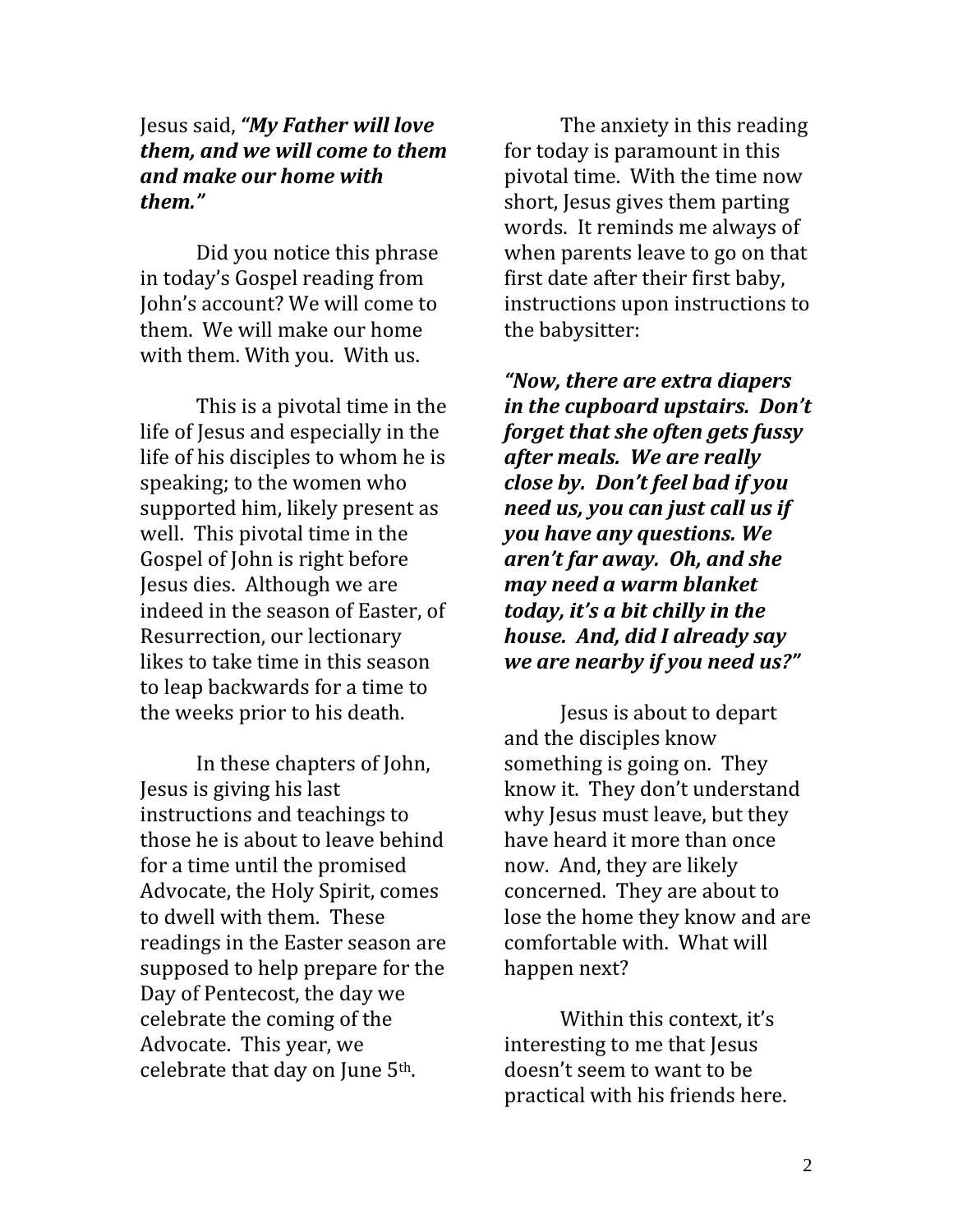Jesus said, ***"My Father will love them, and we will come to them and make our home with them."***

Did you notice this phrase in today's Gospel reading from John's account? We will come to them. We will make our home with them. With you. With us.

This is a pivotal time in the life of Jesus and especially in the life of his disciples to whom he is speaking; to the women who supported him, likely present as well. This pivotal time in the Gospel of John is right before Jesus dies. Although we are indeed in the season of Easter, of Resurrection, our lectionary likes to take time in this season to leap backwards for a time to the weeks prior to his death.

In these chapters of John, Jesus is giving his last instructions and teachings to those he is about to leave behind for a time until the promised Advocate, the Holy Spirit, comes to dwell with them. These readings in the Easter season are supposed to help prepare for the Day of Pentecost, the day we celebrate the coming of the Advocate. This year, we celebrate that day on June 5th.

The anxiety in this reading for today is paramount in this pivotal time. With the time now short, Jesus gives them parting words. It reminds me always of when parents leave to go on that first date after their first baby, instructions upon instructions to the babysitter:

***"Now, there are extra diapers in the cupboard upstairs. Don't forget that she often gets fussy after meals. We are really close by. Don't feel bad if you need us, you can just call us if you have any questions. We aren't far away. Oh, and she may need a warm blanket today, it's a bit chilly in the house. And, did I already say we are nearby if you need us?"***

Jesus is about to depart and the disciples know something is going on. They know it. They don't understand why Jesus must leave, but they have heard it more than once now. And, they are likely concerned. They are about to lose the home they know and are comfortable with. What will happen next?

Within this context, it's interesting to me that Jesus doesn't seem to want to be practical with his friends here.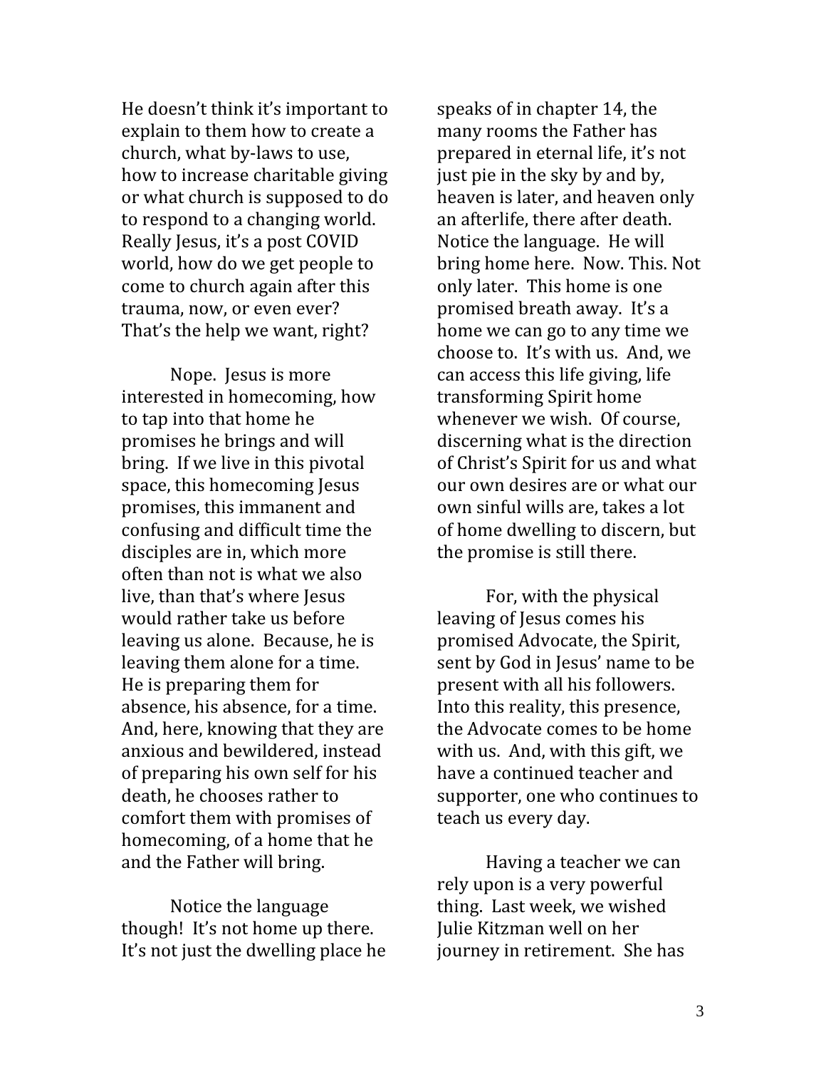He doesn't think it's important to explain to them how to create a church, what by-laws to use, how to increase charitable giving or what church is supposed to do to respond to a changing world. Really Jesus, it's a post COVID world, how do we get people to come to church again after this trauma, now, or even ever? That's the help we want, right?

Nope. Jesus is more interested in homecoming, how to tap into that home he promises he brings and will bring. If we live in this pivotal space, this homecoming Jesus promises, this immanent and confusing and difficult time the disciples are in, which more often than not is what we also live, than that's where Jesus would rather take us before leaving us alone. Because, he is leaving them alone for a time. He is preparing them for absence, his absence, for a time. And, here, knowing that they are anxious and bewildered, instead of preparing his own self for his death, he chooses rather to comfort them with promises of homecoming, of a home that he and the Father will bring.

Notice the language though! It's not home up there. It's not just the dwelling place he speaks of in chapter 14, the many rooms the Father has prepared in eternal life, it's not just pie in the sky by and by, heaven is later, and heaven only an afterlife, there after death. Notice the language. He will bring home here. Now. This. Not only later. This home is one promised breath away. It's a home we can go to any time we choose to. It's with us. And, we can access this life giving, life transforming Spirit home whenever we wish. Of course, discerning what is the direction of Christ's Spirit for us and what our own desires are or what our own sinful wills are, takes a lot of home dwelling to discern, but the promise is still there.

For, with the physical leaving of Jesus comes his promised Advocate, the Spirit, sent by God in Jesus' name to be present with all his followers. Into this reality, this presence, the Advocate comes to be home with us. And, with this gift, we have a continued teacher and supporter, one who continues to teach us every day.

Having a teacher we can rely upon is a very powerful thing. Last week, we wished Julie Kitzman well on her journey in retirement. She has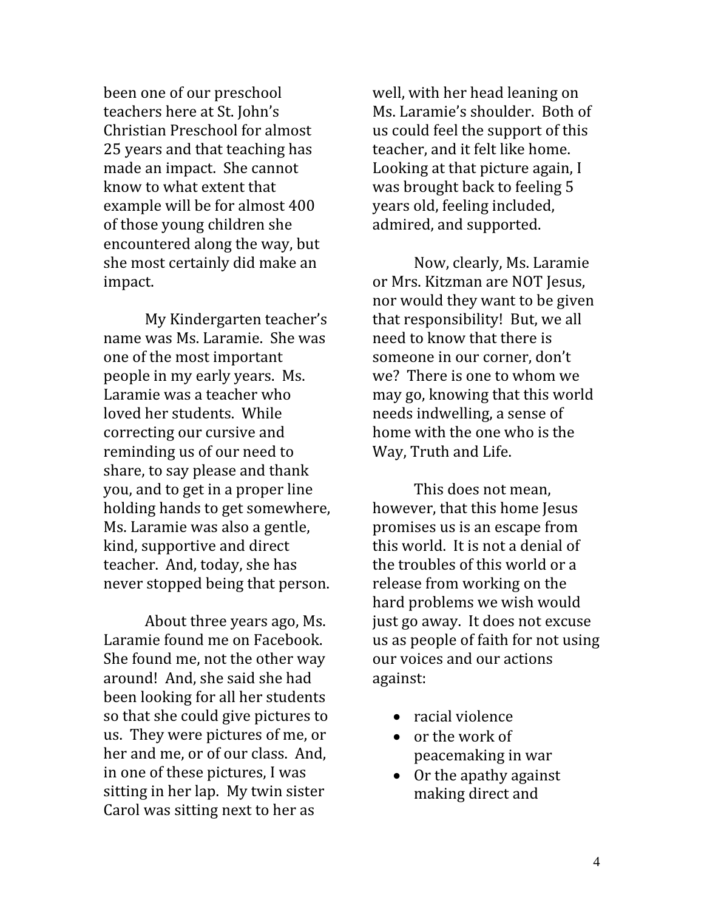been one of our preschool teachers here at St. John's Christian Preschool for almost 25 years and that teaching has made an impact. She cannot know to what extent that example will be for almost 400 of those young children she encountered along the way, but she most certainly did make an impact.

My Kindergarten teacher's name was Ms. Laramie. She was one of the most important people in my early years. Ms. Laramie was a teacher who loved her students. While correcting our cursive and reminding us of our need to share, to say please and thank you, and to get in a proper line holding hands to get somewhere, Ms. Laramie was also a gentle, kind, supportive and direct teacher. And, today, she has never stopped being that person.

About three years ago, Ms. Laramie found me on Facebook. She found me, not the other way around! And, she said she had been looking for all her students so that she could give pictures to us. They were pictures of me, or her and me, or of our class. And, in one of these pictures, I was sitting in her lap. My twin sister Carol was sitting next to her as well, with her head leaning on Ms. Laramie's shoulder. Both of us could feel the support of this teacher, and it felt like home. Looking at that picture again, I was brought back to feeling 5 years old, feeling included, admired, and supported.

Now, clearly, Ms. Laramie or Mrs. Kitzman are NOT Jesus, nor would they want to be given that responsibility! But, we all need to know that there is someone in our corner, don't we? There is one to whom we may go, knowing that this world needs indwelling, a sense of home with the one who is the Way, Truth and Life.

This does not mean, however, that this home Jesus promises us is an escape from this world. It is not a denial of the troubles of this world or a release from working on the hard problems we wish would just go away. It does not excuse us as people of faith for not using our voices and our actions against:

- racial violence
- or the work of peacemaking in war
- Or the apathy against making direct and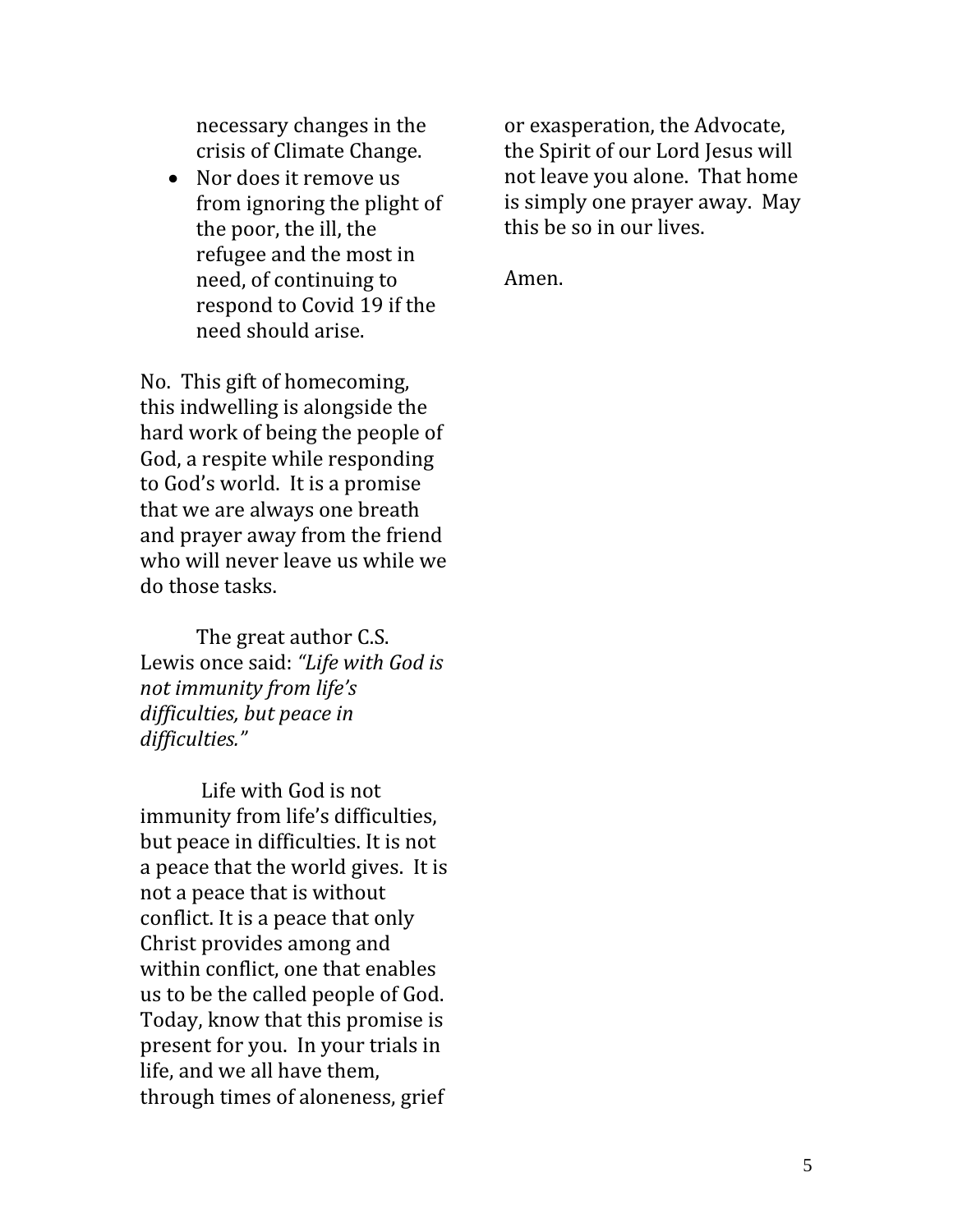necessary changes in the crisis of Climate Change.

- Nor does it remove us from ignoring the plight of the poor, the ill, the refugee and the most in need, of continuing to respond to Covid 19 if the need should arise.

No. This gift of homecoming, this indwelling is alongside the hard work of being the people of God, a respite while responding to God's world. It is a promise that we are always one breath and prayer away from the friend who will never leave us while we do those tasks.

The great author C.S. Lewis once said: *"Life with God is not immunity from life's difficulties, but peace in difficulties."*

Life with God is not immunity from life's difficulties, but peace in difficulties. It is not a peace that the world gives. It is not a peace that is without conflict. It is a peace that only Christ provides among and within conflict, one that enables us to be the called people of God. Today, know that this promise is present for you. In your trials in life, and we all have them, through times of aloneness, grief or exasperation, the Advocate, the Spirit of our Lord Jesus will not leave you alone. That home is simply one prayer away. May this be so in our lives.

Amen.